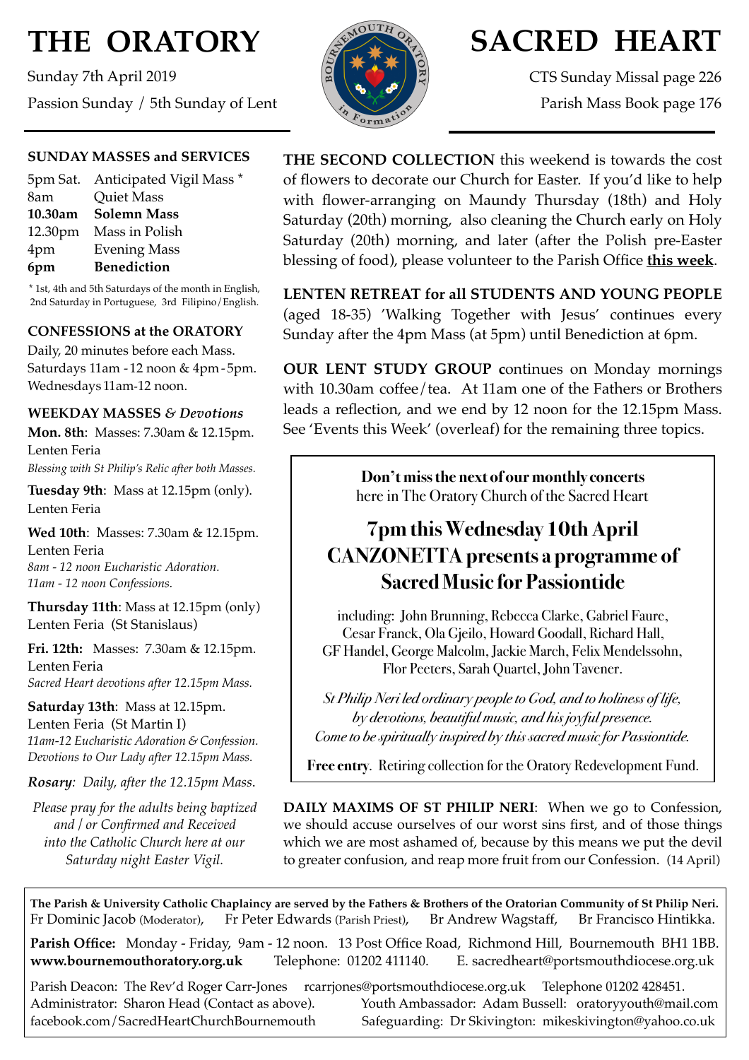# THE ORATORY

Sunday 7th April 2019

Passion Sunday / 5th Sunday of Lent

# SACRED HEART

CTS Sunday Missal page 226

Parish Mass Book page 176

### SUNDAY MASSES and SERVICES

| | |
|---|---|
| 5pm Sat. | Anticipated Vigil Mass * |
| 8am | Quiet Mass |
| **10.30am** | **Solemn Mass** |
| 12.30pm | Mass in Polish |
| 4pm | Evening Mass |
| **6pm** | **Benediction** |

* 1st, 4th and 5th Saturdays of the month in English, 2nd Saturday in Portuguese, 3rd Filipino/English.

### CONFESSIONS at the ORATORY

Daily, 20 minutes before each Mass.
Saturdays 11am - 12 noon & 4pm - 5pm.
Wednesdays 11am-12 noon.

### WEEKDAY MASSES *& Devotions*

**Mon. 8th**: Masses: 7.30am & 12.15pm.
Lenten Feria
*Blessing with St Philip's Relic after both Masses.*

**Tuesday 9th**: Mass at 12.15pm (only).
Lenten Feria

**Wed 10th**: Masses: 7.30am & 12.15pm.
Lenten Feria
*8am - 12 noon Eucharistic Adoration.*
*11am - 12 noon Confessions.*

**Thursday 11th**: Mass at 12.15pm (only)
Lenten Feria (St Stanislaus)

**Fri. 12th:** Masses: 7.30am & 12.15pm.
Lenten Feria
*Sacred Heart devotions after 12.15pm Mass.*

**Saturday 13th**: Mass at 12.15pm.
Lenten Feria (St Martin I)
*11am-12 Eucharistic Adoration & Confession.*
*Devotions to Our Lady after 12.15pm Mass.*

***Rosary**: Daily, after the 12.15pm Mass.*

*Please pray for the adults being baptized and / or Confirmed and Received into the Catholic Church here at our Saturday night Easter Vigil.*

**THE SECOND COLLECTION** this weekend is towards the cost of flowers to decorate our Church for Easter. If you'd like to help with flower-arranging on Maundy Thursday (18th) and Holy Saturday (20th) morning, also cleaning the Church early on Holy Saturday (20th) morning, and later (after the Polish pre-Easter blessing of food), please volunteer to the Parish Office **this week**.

**LENTEN RETREAT for all STUDENTS AND YOUNG PEOPLE** (aged 18-35) 'Walking Together with Jesus' continues every Sunday after the 4pm Mass (at 5pm) until Benediction at 6pm.

**OUR LENT STUDY GROUP c**ontinues on Monday mornings with 10.30am coffee/tea. At 11am one of the Fathers or Brothers leads a reflection, and we end by 12 noon for the 12.15pm Mass. See 'Events this Week' (overleaf) for the remaining three topics.

**Don't miss the next of our monthly concerts**
here in The Oratory Church of the Sacred Heart

## 7pm this Wednesday 10th April
## CANZONETTA presents a programme of Sacred Music for Passiontide

including: John Brunning, Rebecca Clarke, Gabriel Faure, Cesar Franck, Ola Gjeilo, Howard Goodall, Richard Hall, GF Handel, George Malcolm, Jackie March, Felix Mendelssohn, Flor Peeters, Sarah Quartel, John Tavener.

*St Philip Neri led ordinary people to God, and to holiness of life, by devotions, beautiful music, and his joyful presence. Come to be spiritually inspired by this sacred music for Passiontide.*

**Free entry**. Retiring collection for the Oratory Redevelopment Fund.

**DAILY MAXIMS OF ST PHILIP NERI**: When we go to Confession, we should accuse ourselves of our worst sins first, and of those things which we are most ashamed of, because by this means we put the devil to greater confusion, and reap more fruit from our Confession. (14 April)

**The Parish & University Catholic Chaplaincy are served by the Fathers & Brothers of the Oratorian Community of St Philip Neri.**
Fr Dominic Jacob (Moderator), Fr Peter Edwards (Parish Priest), Br Andrew Wagstaff, Br Francisco Hintikka.

**Parish Office:** Monday - Friday, 9am - 12 noon. 13 Post Office Road, Richmond Hill, Bournemouth BH1 1BB.
**www.bournemouthoratory.org.uk** Telephone: 01202 411140. E. sacredheart@portsmouthdiocese.org.uk

Parish Deacon: The Rev'd Roger Carr-Jones rcarrjones@portsmouthdiocese.org.uk Telephone 01202 428451.
Administrator: Sharon Head (Contact as above). Youth Ambassador: Adam Bussell: oratoryyouth@mail.com
facebook.com/SacredHeartChurchBournemouth Safeguarding: Dr Skivington: mikeskivington@yahoo.co.uk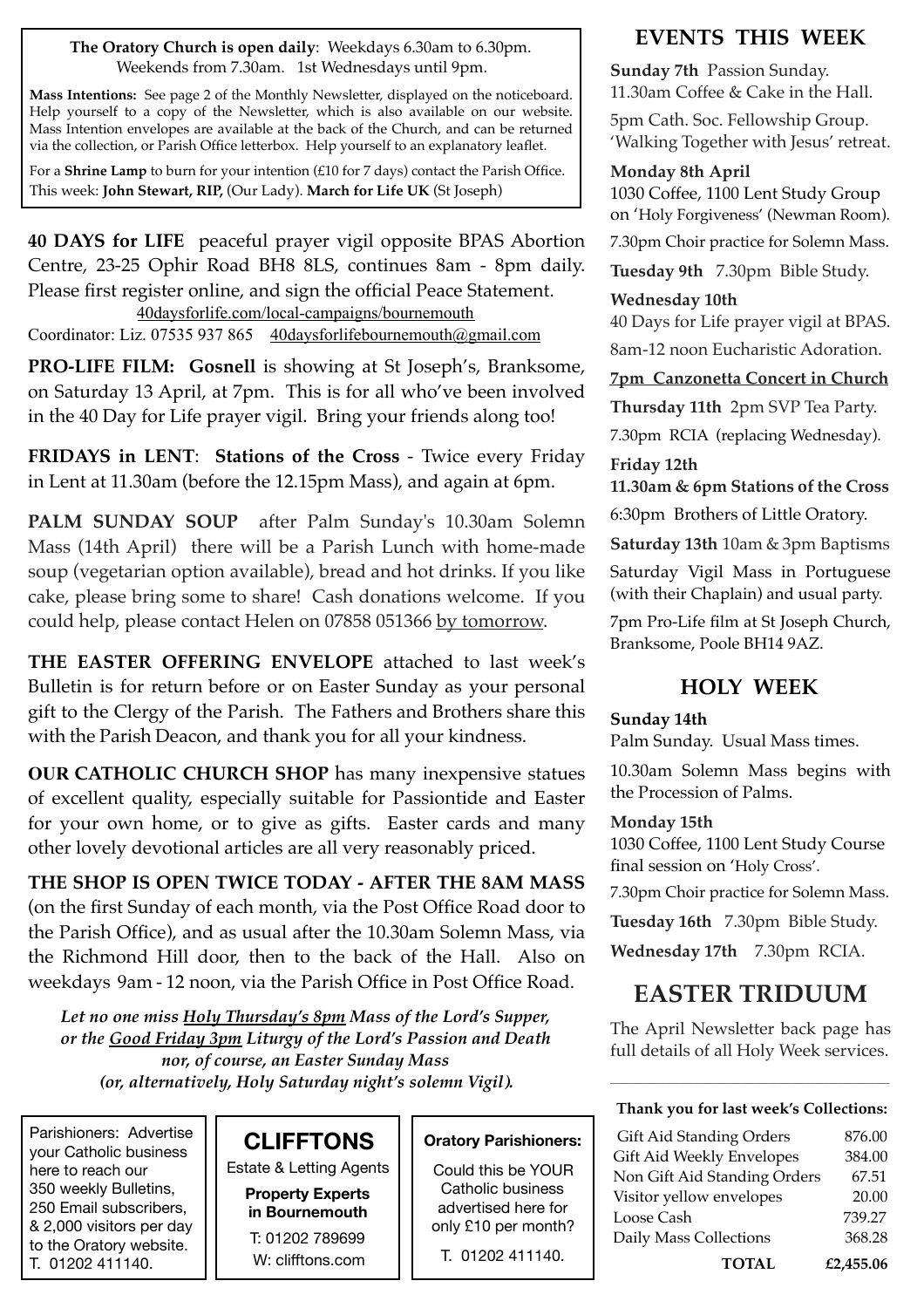**The Oratory Church is open daily**: Weekdays 6.30am to 6.30pm. Weekends from 7.30am. 1st Wednesdays until 9pm.

**Mass Intentions:** See page 2 of the Monthly Newsletter, displayed on the noticeboard. Help yourself to a copy of the Newsletter, which is also available on our website. Mass Intention envelopes are available at the back of the Church, and can be returned via the collection, or Parish Office letterbox. Help yourself to an explanatory leaflet.

For a **Shrine Lamp** to burn for your intention (£10 for 7 days) contact the Parish Office. This week: **John Stewart, RIP,** (Our Lady). **March for Life UK** (St Joseph)

**40 DAYS for LIFE** peaceful prayer vigil opposite BPAS Abortion Centre, 23-25 Ophir Road BH8 8LS, continues 8am - 8pm daily. Please first register online, and sign the official Peace Statement.
40daysforlife.com/local-campaigns/bournemouth
Coordinator: Liz. 07535 937 865 40daysforlifebournemouth@gmail.com

**PRO-LIFE FILM: Gosnell** is showing at St Joseph's, Branksome, on Saturday 13 April, at 7pm. This is for all who've been involved in the 40 Day for Life prayer vigil. Bring your friends along too!

**FRIDAYS in LENT**: **Stations of the Cross** - Twice every Friday in Lent at 11.30am (before the 12.15pm Mass), and again at 6pm.

**PALM SUNDAY SOUP** after Palm Sunday's 10.30am Solemn Mass (14th April) there will be a Parish Lunch with home-made soup (vegetarian option available), bread and hot drinks. If you like cake, please bring some to share! Cash donations welcome. If you could help, please contact Helen on 07858 051366 by tomorrow.

**THE EASTER OFFERING ENVELOPE** attached to last week's Bulletin is for return before or on Easter Sunday as your personal gift to the Clergy of the Parish. The Fathers and Brothers share this with the Parish Deacon, and thank you for all your kindness.

**OUR CATHOLIC CHURCH SHOP** has many inexpensive statues of excellent quality, especially suitable for Passiontide and Easter for your own home, or to give as gifts. Easter cards and many other lovely devotional articles are all very reasonably priced.

**THE SHOP IS OPEN TWICE TODAY - AFTER THE 8AM MASS** (on the first Sunday of each month, via the Post Office Road door to the Parish Office), and as usual after the 10.30am Solemn Mass, via the Richmond Hill door, then to the back of the Hall. Also on weekdays 9am - 12 noon, via the Parish Office in Post Office Road.

***Let no one miss Holy Thursday's 8pm Mass of the Lord's Supper, or the Good Friday 3pm Liturgy of the Lord's Passion and Death nor, of course, an Easter Sunday Mass (or, alternatively, Holy Saturday night's solemn Vigil).***

Parishioners: Advertise your Catholic business here to reach our 350 weekly Bulletins, 250 Email subscribers, & 2,000 visitors per day to the Oratory website. T. 01202 411140.

**CLIFFTONS**
Estate & Letting Agents
**Property Experts in Bournemouth**
T: 01202 789699
W: clifftons.com

**Oratory Parishioners:**
Could this be YOUR Catholic business advertised here for only £10 per month?
T. 01202 411140.

## EVENTS THIS WEEK

**Sunday 7th** Passion Sunday.
11.30am Coffee & Cake in the Hall.

5pm Cath. Soc. Fellowship Group. 'Walking Together with Jesus' retreat.

**Monday 8th April**
1030 Coffee, 1100 Lent Study Group on 'Holy Forgiveness' (Newman Room).

7.30pm Choir practice for Solemn Mass.

**Tuesday 9th** 7.30pm Bible Study.

**Wednesday 10th**
40 Days for Life prayer vigil at BPAS.

8am-12 noon Eucharistic Adoration.

**7pm Canzonetta Concert in Church**

**Thursday 11th** 2pm SVP Tea Party.

7.30pm RCIA (replacing Wednesday).

**Friday 12th**
**11.30am & 6pm Stations of the Cross**

6:30pm Brothers of Little Oratory.

**Saturday 13th** 10am & 3pm Baptisms

Saturday Vigil Mass in Portuguese (with their Chaplain) and usual party.

7pm Pro-Life film at St Joseph Church, Branksome, Poole BH14 9AZ.

## HOLY WEEK

**Sunday 14th**
Palm Sunday. Usual Mass times.

10.30am Solemn Mass begins with the Procession of Palms.

**Monday 15th**
1030 Coffee, 1100 Lent Study Course final session on 'Holy Cross'.

7.30pm Choir practice for Solemn Mass.

**Tuesday 16th** 7.30pm Bible Study.

**Wednesday 17th** 7.30pm RCIA.

## EASTER TRIDUUM

The April Newsletter back page has full details of all Holy Week services.

**Thank you for last week's Collections:**

| | |
|---|---|
| Gift Aid Standing Orders | 876.00 |
| Gift Aid Weekly Envelopes | 384.00 |
| Non Gift Aid Standing Orders | 67.51 |
| Visitor yellow envelopes | 20.00 |
| Loose Cash | 739.27 |
| Daily Mass Collections | 368.28 |
| **TOTAL** | **£2,455.06** |